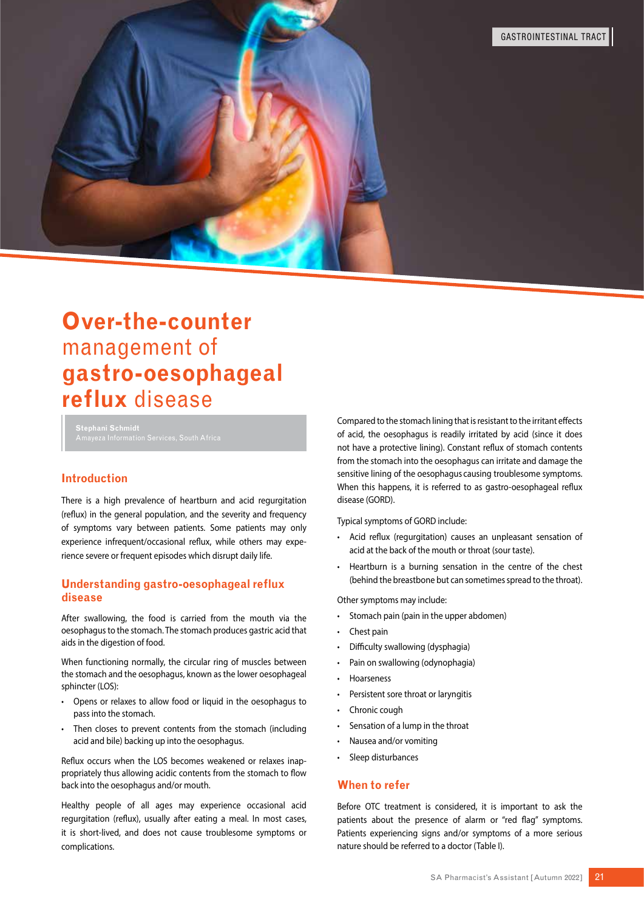# Over-the-counter management of gastro-oesophageal reflux disease

**Stephani Schmidt**
Amayeza Information Services, South Africa

## Introduction

There is a high prevalence of heartburn and acid regurgitation (reflux) in the general population, and the severity and frequency of symptoms vary between patients. Some patients may only experience infrequent/occasional reflux, while others may experience severe or frequent episodes which disrupt daily life.

## Understanding gastro-oesophageal reflux disease

After swallowing, the food is carried from the mouth via the oesophagus to the stomach. The stomach produces gastric acid that aids in the digestion of food.

When functioning normally, the circular ring of muscles between the stomach and the oesophagus, known as the lower oesophageal sphincter (LOS):

- Opens or relaxes to allow food or liquid in the oesophagus to pass into the stomach.
- Then closes to prevent contents from the stomach (including acid and bile) backing up into the oesophagus.

Reflux occurs when the LOS becomes weakened or relaxes inappropriately thus allowing acidic contents from the stomach to flow back into the oesophagus and/or mouth.

Healthy people of all ages may experience occasional acid regurgitation (reflux), usually after eating a meal. In most cases, it is short-lived, and does not cause troublesome symptoms or complications.

Compared to the stomach lining that is resistant to the irritant effects of acid, the oesophagus is readily irritated by acid (since it does not have a protective lining). Constant reflux of stomach contents from the stomach into the oesophagus can irritate and damage the sensitive lining of the oesophagus causing troublesome symptoms. When this happens, it is referred to as gastro-oesophageal reflux disease (GORD).

Typical symptoms of GORD include:

- Acid reflux (regurgitation) causes an unpleasant sensation of acid at the back of the mouth or throat (sour taste).
- Heartburn is a burning sensation in the centre of the chest (behind the breastbone but can sometimes spread to the throat).

Other symptoms may include:

- Stomach pain (pain in the upper abdomen)
- Chest pain
- Difficulty swallowing (dysphagia)
- Pain on swallowing (odynophagia)
- Hoarseness
- Persistent sore throat or laryngitis
- Chronic cough
- Sensation of a lump in the throat
- Nausea and/or vomiting
- Sleep disturbances

## When to refer

Before OTC treatment is considered, it is important to ask the patients about the presence of alarm or "red flag" symptoms. Patients experiencing signs and/or symptoms of a more serious nature should be referred to a doctor (Table I).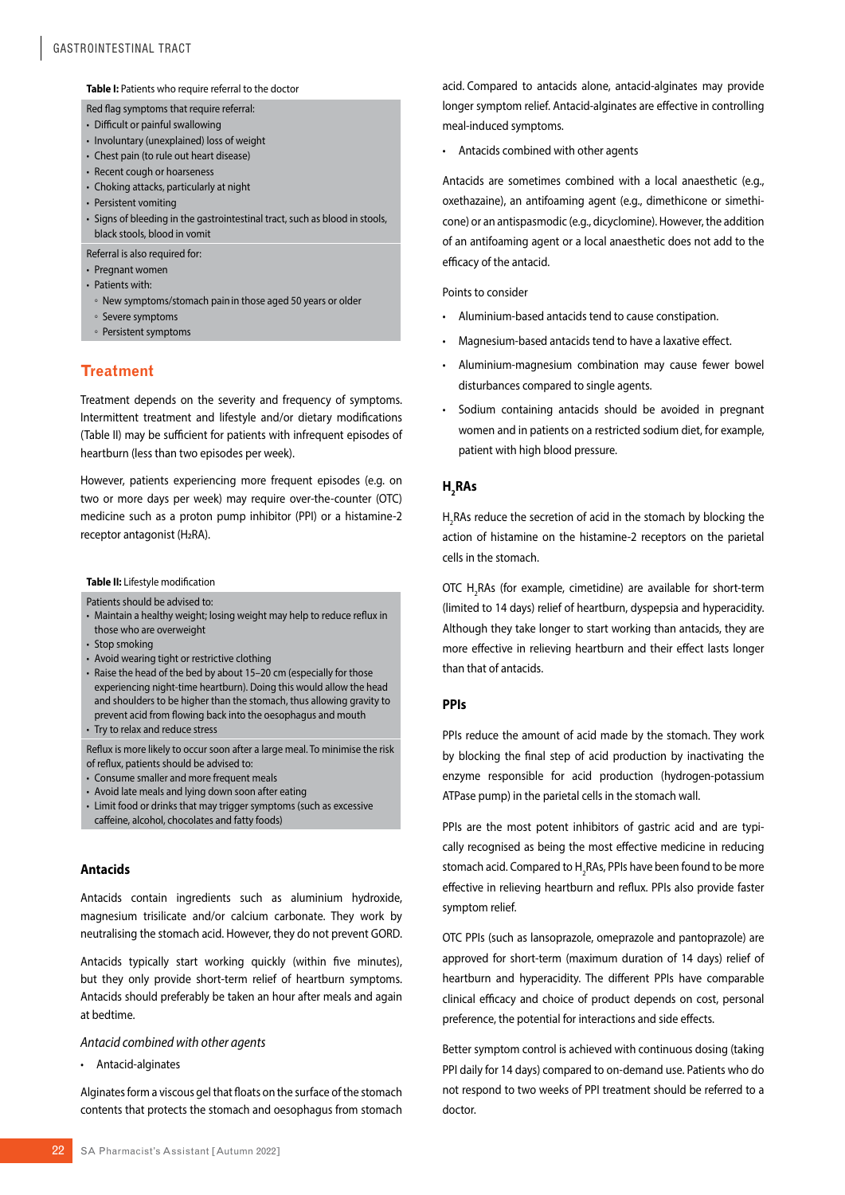**Table I:** Patients who require referral to the doctor

Red flag symptoms that require referral:

- Difficult or painful swallowing
- Involuntary (unexplained) loss of weight
- Chest pain (to rule out heart disease)
- Recent cough or hoarseness
- Choking attacks, particularly at night
- Persistent vomiting
- Signs of bleeding in the gastrointestinal tract, such as blood in stools, black stools, blood in vomit

Referral is also required for:

- Pregnant women
- Patients with:
    - New symptoms/stomach pain in those aged 50 years or older
    - Severe symptoms
    - Persistent symptoms

## Treatment

Treatment depends on the severity and frequency of symptoms. Intermittent treatment and lifestyle and/or dietary modifications (Table II) may be sufficient for patients with infrequent episodes of heartburn (less than two episodes per week).

However, patients experiencing more frequent episodes (e.g. on two or more days per week) may require over-the-counter (OTC) medicine such as a proton pump inhibitor (PPI) or a histamine-2 receptor antagonist ($H_2RA$).

**Table II:** Lifestyle modification

Patients should be advised to:

- Maintain a healthy weight; losing weight may help to reduce reflux in those who are overweight
- Stop smoking
- Avoid wearing tight or restrictive clothing
- Raise the head of the bed by about 15–20 cm (especially for those experiencing night-time heartburn). Doing this would allow the head and shoulders to be higher than the stomach, thus allowing gravity to prevent acid from flowing back into the oesophagus and mouth
- Try to relax and reduce stress

Reflux is more likely to occur soon after a large meal. To minimise the risk of reflux, patients should be advised to:

- Consume smaller and more frequent meals
- Avoid late meals and lying down soon after eating
- Limit food or drinks that may trigger symptoms (such as excessive caffeine, alcohol, chocolates and fatty foods)

### Antacids

Antacids contain ingredients such as aluminium hydroxide, magnesium trisilicate and/or calcium carbonate. They work by neutralising the stomach acid. However, they do not prevent GORD.

Antacids typically start working quickly (within five minutes), but they only provide short-term relief of heartburn symptoms. Antacids should preferably be taken an hour after meals and again at bedtime.

*Antacid combined with other agents*

- Antacid-alginates

Alginates form a viscous gel that floats on the surface of the stomach contents that protects the stomach and oesophagus from stomach acid. Compared to antacids alone, antacid-alginates may provide longer symptom relief. Antacid-alginates are effective in controlling meal-induced symptoms.

- Antacids combined with other agents

Antacids are sometimes combined with a local anaesthetic (e.g., oxethazaine), an antifoaming agent (e.g., dimethicone or simethicone) or an antispasmodic (e.g., dicyclomine). However, the addition of an antifoaming agent or a local anaesthetic does not add to the efficacy of the antacid.

Points to consider

- Aluminium-based antacids tend to cause constipation.
- Magnesium-based antacids tend to have a laxative effect.
- Aluminium-magnesium combination may cause fewer bowel disturbances compared to single agents.
- Sodium containing antacids should be avoided in pregnant women and in patients on a restricted sodium diet, for example, patient with high blood pressure.

### $H_2$RAs

$H_2$RAs reduce the secretion of acid in the stomach by blocking the action of histamine on the histamine-2 receptors on the parietal cells in the stomach.

OTC $H_2$RAs (for example, cimetidine) are available for short-term (limited to 14 days) relief of heartburn, dyspepsia and hyperacidity. Although they take longer to start working than antacids, they are more effective in relieving heartburn and their effect lasts longer than that of antacids.

### PPIs

PPIs reduce the amount of acid made by the stomach. They work by blocking the final step of acid production by inactivating the enzyme responsible for acid production (hydrogen-potassium ATPase pump) in the parietal cells in the stomach wall.

PPIs are the most potent inhibitors of gastric acid and are typically recognised as being the most effective medicine in reducing stomach acid. Compared to $H_2$RAs, PPIs have been found to be more effective in relieving heartburn and reflux. PPIs also provide faster symptom relief.

OTC PPIs (such as lansoprazole, omeprazole and pantoprazole) are approved for short-term (maximum duration of 14 days) relief of heartburn and hyperacidity. The different PPIs have comparable clinical efficacy and choice of product depends on cost, personal preference, the potential for interactions and side effects.

Better symptom control is achieved with continuous dosing (taking PPI daily for 14 days) compared to on-demand use. Patients who do not respond to two weeks of PPI treatment should be referred to a doctor.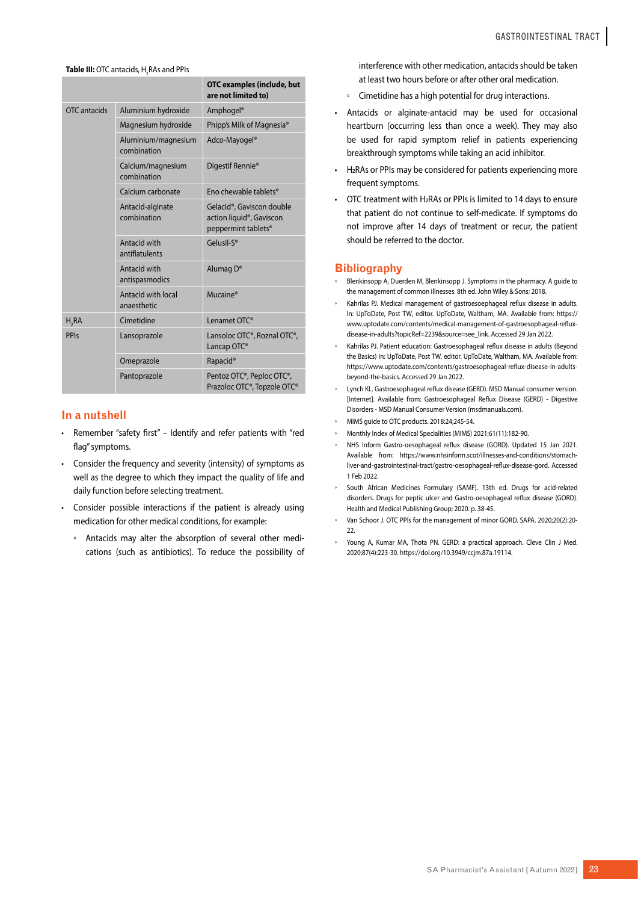**Table III:** OTC antacids, $H_2RAs$ and PPIs

| | | OTC examples (include, but are not limited to) |
|---|---|---|
| OTC antacids | Aluminium hydroxide | Amphogel® |
| | Magnesium hydroxide | Phipp's Milk of Magnesia® |
| | Aluminium/magnesium combination | Adco-Mayogel® |
| | Calcium/magnesium combination | Digestif Rennie® |
| | Calcium carbonate | Eno chewable tablets® |
| | Antacid-alginate combination | Gelacid®, Gaviscon double action liquid®, Gaviscon peppermint tablets® |
| | Antacid with antiflatulents | Gelusil-S® |
| | Antacid with antispasmodics | Alumag D® |
| | Antacid with local anaesthetic | Mucaine® |
| $H_2RA$ | Cimetidine | Lenamet OTC® |
| PPIs | Lansoprazole | Lansoloc OTC®, Roznal OTC®, Lancap OTC® |
| | Omeprazole | Rapacid® |
| | Pantoprazole | Pentoz OTC®, Peploc OTC®, Prazoloc OTC®, Topzole OTC® |

## In a nutshell

- Remember "safety first" – Identify and refer patients with "red flag" symptoms.
- Consider the frequency and severity (intensity) of symptoms as well as the degree to which they impact the quality of life and daily function before selecting treatment.
- Consider possible interactions if the patient is already using medication for other medical conditions, for example:
  - Antacids may alter the absorption of several other medications (such as antibiotics). To reduce the possibility of interference with other medication, antacids should be taken at least two hours before or after other oral medication.
  - Cimetidine has a high potential for drug interactions.
- Antacids or alginate-antacid may be used for occasional heartburn (occurring less than once a week). They may also be used for rapid symptom relief in patients experiencing breakthrough symptoms while taking an acid inhibitor.
- $H_2RAs$ or PPIs may be considered for patients experiencing more frequent symptoms.
- OTC treatment with $H_2RAs$ or PPIs is limited to 14 days to ensure that patient do not continue to self-medicate. If symptoms do not improve after 14 days of treatment or recur, the patient should be referred to the doctor.

## Bibliography

- Blenkinsopp A, Duerden M, Blenkinsopp J. Symptoms in the pharmacy. A guide to the management of common illnesses. 8th ed. John Wiley & Sons; 2018.
- Kahrilas PJ. Medical management of gastroesophageal reflux disease in adults. In: UpToDate, Post TW, editor. UpToDate, Waltham, MA. Available from: https://www.uptodate.com/contents/medical-management-of-gastroesophageal-reflux-disease-in-adults?topicRef=2239&source=see_link. Accessed 29 Jan 2022.
- Kahrilas PJ. Patient education: Gastroesophageal reflux disease in adults (Beyond the Basics) In: UpToDate, Post TW, editor. UpToDate, Waltham, MA. Available from: https://www.uptodate.com/contents/gastroesophageal-reflux-disease-in-adults-beyond-the-basics. Accessed 29 Jan 2022.
- Lynch KL. Gastroesophageal reflux disease (GERD). MSD Manual consumer version. [Internet]. Available from: Gastroesophageal Reflux Disease (GERD) - Digestive Disorders - MSD Manual Consumer Version (msdmanuals.com).
- MIMS guide to OTC products. 2018:24;245-54.
- Monthly Index of Medical Specialities (MIMS) 2021;61(11):182-90.
- NHS Inform Gastro-oesophageal reflux disease (GORD). Updated 15 Jan 2021. Available from: https://www.nhsinform.scot/illnesses-and-conditions/stomach-liver-and-gastrointestinal-tract/gastro-oesophageal-reflux-disease-gord. Accessed 1 Feb 2022.
- South African Medicines Formulary (SAMF). 13th ed. Drugs for acid-related disorders. Drugs for peptic ulcer and Gastro-oesophageal reflux disease (GORD). Health and Medical Publishing Group; 2020. p. 38-45.
- Van Schoor J. OTC PPIs for the management of minor GORD. SAPA. 2020;20(2):20-22.
- Young A, Kumar MA, Thota PN. GERD: a practical approach. Cleve Clin J Med. 2020;87(4):223-30. https://doi.org/10.3949/ccjm.87a.19114.